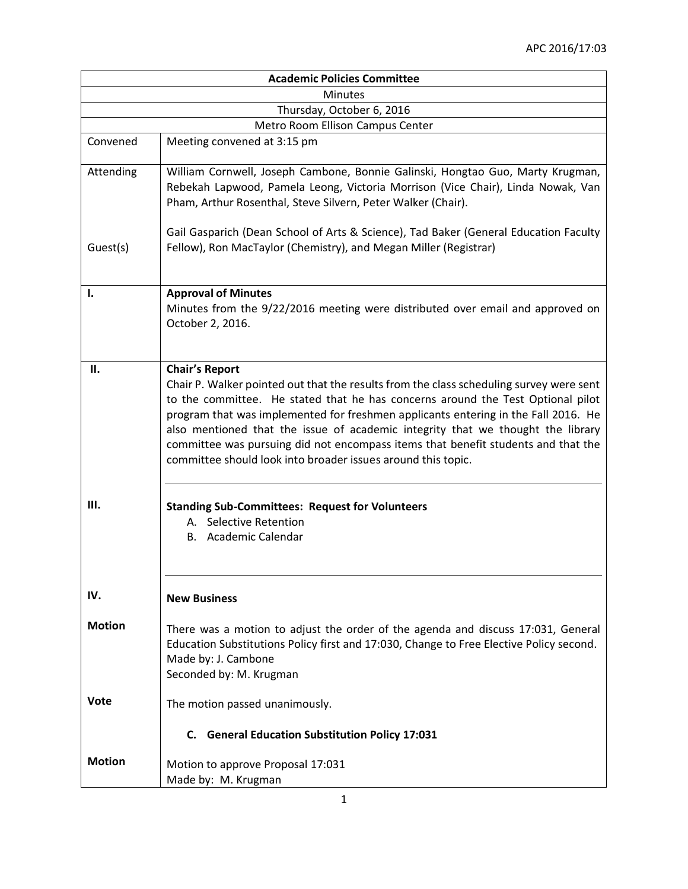| Academic Policies Committee | |
|---|---|
| Minutes | |
| Thursday, October 6, 2016 | |
| Metro Room Ellison Campus Center | |
| Convened | Meeting convened at 3:15 pm |
| Attending | William Cornwell, Joseph Cambone, Bonnie Galinski, Hongtao Guo, Marty Krugman, Rebekah Lapwood, Pamela Leong, Victoria Morrison (Vice Chair), Linda Nowak, Van Pham, Arthur Rosenthal, Steve Silvern, Peter Walker (Chair). |
| Guest(s) | Gail Gasparich (Dean School of Arts & Science), Tad Baker (General Education Faculty Fellow), Ron MacTaylor (Chemistry), and Megan Miller (Registrar) |
| **I.** | **Approval of Minutes**<br>Minutes from the 9/22/2016 meeting were distributed over email and approved on October 2, 2016. |
| **II.** | **Chair's Report**<br>Chair P. Walker pointed out that the results from the class scheduling survey were sent to the committee. He stated that he has concerns around the Test Optional pilot program that was implemented for freshmen applicants entering in the Fall 2016. He also mentioned that the issue of academic integrity that we thought the library committee was pursuing did not encompass items that benefit students and that the committee should look into broader issues around this topic. |
| **III.** | **Standing Sub-Committees: Request for Volunteers**<br>A. Selective Retention<br>B. Academic Calendar |
| **IV.** | **New Business** |
| **Motion** | There was a motion to adjust the order of the agenda and discuss 17:031, General Education Substitutions Policy first and 17:030, Change to Free Elective Policy second.<br>Made by: J. Cambone<br>Seconded by: M. Krugman |
| **Vote** | The motion passed unanimously. |
| | **C. General Education Substitution Policy 17:031** |
| **Motion** | Motion to approve Proposal 17:031<br>Made by: M. Krugman |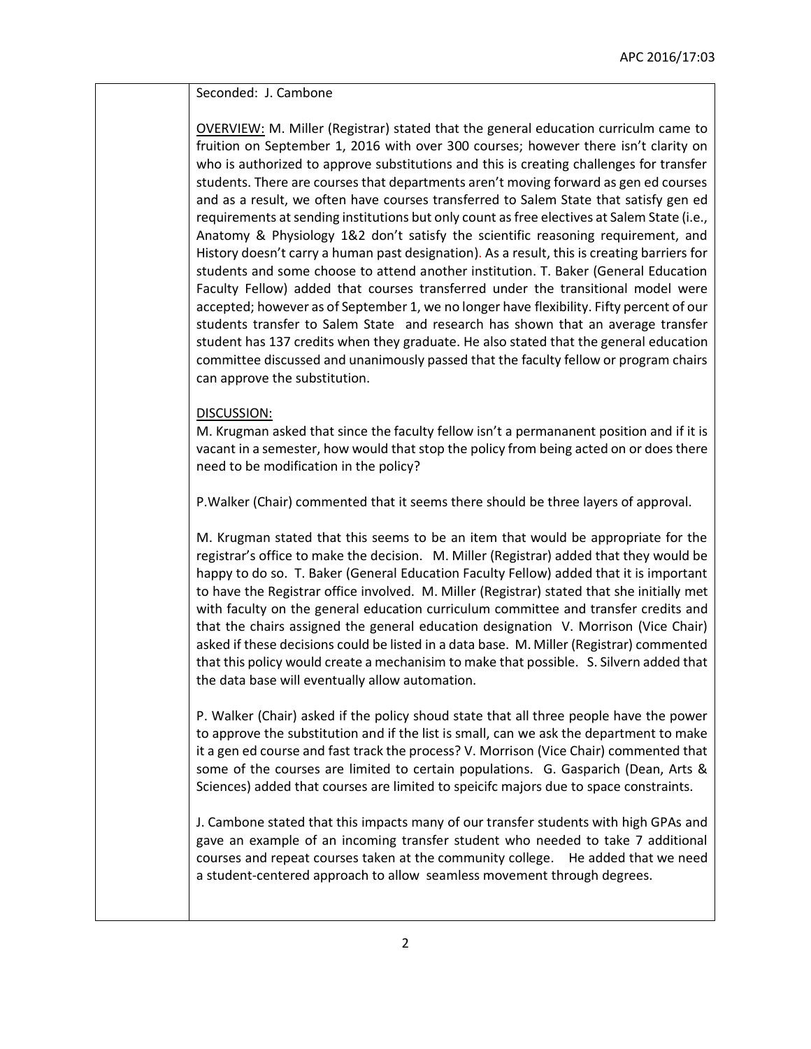Seconded: J. Cambone

OVERVIEW: M. Miller (Registrar) stated that the general education curriculm came to fruition on September 1, 2016 with over 300 courses; however there isn't clarity on who is authorized to approve substitutions and this is creating challenges for transfer students. There are courses that departments aren't moving forward as gen ed courses and as a result, we often have courses transferred to Salem State that satisfy gen ed requirements at sending institutions but only count as free electives at Salem State (i.e., Anatomy & Physiology 1&2 don't satisfy the scientific reasoning requirement, and History doesn't carry a human past designation). As a result, this is creating barriers for students and some choose to attend another institution. T. Baker (General Education Faculty Fellow) added that courses transferred under the transitional model were accepted; however as of September 1, we no longer have flexibility. Fifty percent of our students transfer to Salem State and research has shown that an average transfer student has 137 credits when they graduate. He also stated that the general education committee discussed and unanimously passed that the faculty fellow or program chairs can approve the substitution.

DISCUSSION:
M. Krugman asked that since the faculty fellow isn't a permananent position and if it is vacant in a semester, how would that stop the policy from being acted on or does there need to be modification in the policy?

P.Walker (Chair) commented that it seems there should be three layers of approval.

M. Krugman stated that this seems to be an item that would be appropriate for the registrar's office to make the decision. M. Miller (Registrar) added that they would be happy to do so. T. Baker (General Education Faculty Fellow) added that it is important to have the Registrar office involved. M. Miller (Registrar) stated that she initially met with faculty on the general education curriculum committee and transfer credits and that the chairs assigned the general education designation V. Morrison (Vice Chair) asked if these decisions could be listed in a data base. M. Miller (Registrar) commented that this policy would create a mechanisim to make that possible. S. Silvern added that the data base will eventually allow automation.

P. Walker (Chair) asked if the policy shoud state that all three people have the power to approve the substitution and if the list is small, can we ask the department to make it a gen ed course and fast track the process? V. Morrison (Vice Chair) commented that some of the courses are limited to certain populations. G. Gasparich (Dean, Arts & Sciences) added that courses are limited to speicifc majors due to space constraints.

J. Cambone stated that this impacts many of our transfer students with high GPAs and gave an example of an incoming transfer student who needed to take 7 additional courses and repeat courses taken at the community college. He added that we need a student-centered approach to allow seamless movement through degrees.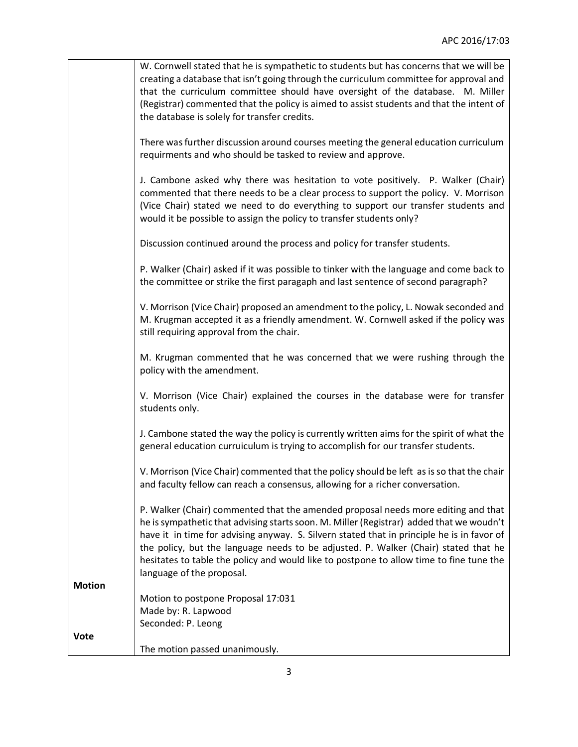| | |
|---|---|
| | W. Cornwell stated that he is sympathetic to students but has concerns that we will be creating a database that isn't going through the curriculum committee for approval and that the curriculum committee should have oversight of the database. M. Miller (Registrar) commented that the policy is aimed to assist students and that the intent of the database is solely for transfer credits.<br><br>There was further discussion around courses meeting the general education curriculum requirments and who should be tasked to review and approve.<br><br>J. Cambone asked why there was hesitation to vote positively. P. Walker (Chair) commented that there needs to be a clear process to support the policy. V. Morrison (Vice Chair) stated we need to do everything to support our transfer students and would it be possible to assign the policy to transfer students only?<br><br>Discussion continued around the process and policy for transfer students.<br><br>P. Walker (Chair) asked if it was possible to tinker with the language and come back to the committee or strike the first paragaph and last sentence of second paragraph?<br><br>V. Morrison (Vice Chair) proposed an amendment to the policy, L. Nowak seconded and M. Krugman accepted it as a friendly amendment. W. Cornwell asked if the policy was still requiring approval from the chair.<br><br>M. Krugman commented that he was concerned that we were rushing through the policy with the amendment.<br><br>V. Morrison (Vice Chair) explained the courses in the database were for transfer students only.<br><br>J. Cambone stated the way the policy is currently written aims for the spirit of what the general education curruiculum is trying to accomplish for our transfer students.<br><br>V. Morrison (Vice Chair) commented that the policy should be left as is so that the chair and faculty fellow can reach a consensus, allowing for a richer conversation.<br><br>P. Walker (Chair) commented that the amended proposal needs more editing and that he is sympathetic that advising starts soon. M. Miller (Registrar) added that we woudn't have it in time for advising anyway. S. Silvern stated that in principle he is in favor of the policy, but the language needs to be adjusted. P. Walker (Chair) stated that he hesitates to table the policy and would like to postpone to allow time to fine tune the language of the proposal. |
| **Motion** | Motion to postpone Proposal 17:031<br>Made by: R. Lapwood<br>Seconded: P. Leong |
| **Vote** | The motion passed unanimously. |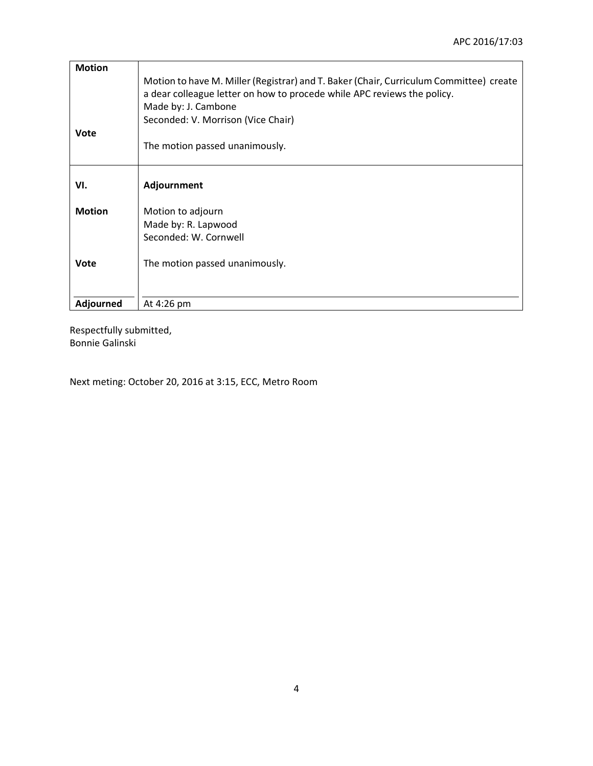| | |
|---|---|
| **Motion** | Motion to have M. Miller (Registrar) and T. Baker (Chair, Curriculum Committee) create a dear colleague letter on how to procede while APC reviews the policy.<br>Made by: J. Cambone<br>Seconded: V. Morrison (Vice Chair) |
| **Vote** | The motion passed unanimously. |
| **VI.** | **Adjournment** |
| **Motion** | Motion to adjourn<br>Made by: R. Lapwood<br>Seconded: W. Cornwell |
| **Vote** | The motion passed unanimously. |
| **Adjourned** | At 4:26 pm |

Respectfully submitted,
Bonnie Galinski

Next meting: October 20, 2016 at 3:15, ECC, Metro Room